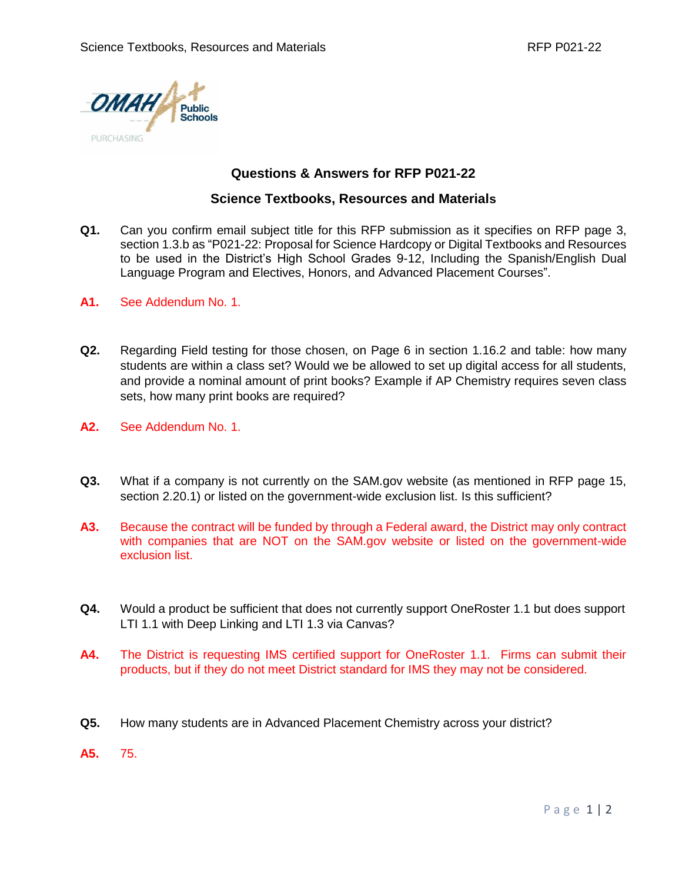# Questions & Answers for RFP P021-22

## Science Textbooks, Resources and Materials

**Q1.** Can you confirm email subject title for this RFP submission as it specifies on RFP page 3, section 1.3.b as "P021-22: Proposal for Science Hardcopy or Digital Textbooks and Resources to be used in the District's High School Grades 9-12, Including the Spanish/English Dual Language Program and Electives, Honors, and Advanced Placement Courses".

**A1.** See Addendum No. 1.

**Q2.** Regarding Field testing for those chosen, on Page 6 in section 1.16.2 and table: how many students are within a class set? Would we be allowed to set up digital access for all students, and provide a nominal amount of print books? Example if AP Chemistry requires seven class sets, how many print books are required?

**A2.** See Addendum No. 1.

**Q3.** What if a company is not currently on the SAM.gov website (as mentioned in RFP page 15, section 2.20.1) or listed on the government-wide exclusion list. Is this sufficient?

**A3.** Because the contract will be funded by through a Federal award, the District may only contract with companies that are NOT on the SAM.gov website or listed on the government-wide exclusion list.

**Q4.** Would a product be sufficient that does not currently support OneRoster 1.1 but does support LTI 1.1 with Deep Linking and LTI 1.3 via Canvas?

**A4.** The District is requesting IMS certified support for OneRoster 1.1. Firms can submit their products, but if they do not meet District standard for IMS they may not be considered.

**Q5.** How many students are in Advanced Placement Chemistry across your district?

**A5.** 75.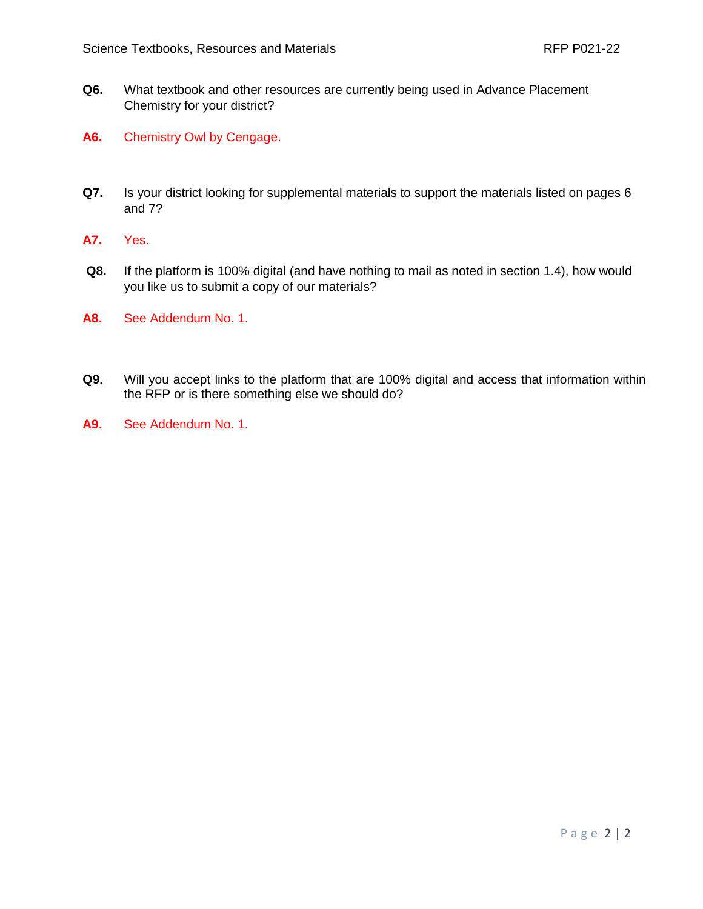**Q6.** What textbook and other resources are currently being used in Advance Placement Chemistry for your district?

**A6.** Chemistry Owl by Cengage.

**Q7.** Is your district looking for supplemental materials to support the materials listed on pages 6 and 7?

**A7.** Yes.

**Q8.** If the platform is 100% digital (and have nothing to mail as noted in section 1.4), how would you like us to submit a copy of our materials?

**A8.** See Addendum No. 1.

**Q9.** Will you accept links to the platform that are 100% digital and access that information within the RFP or is there something else we should do?

**A9.** See Addendum No. 1.